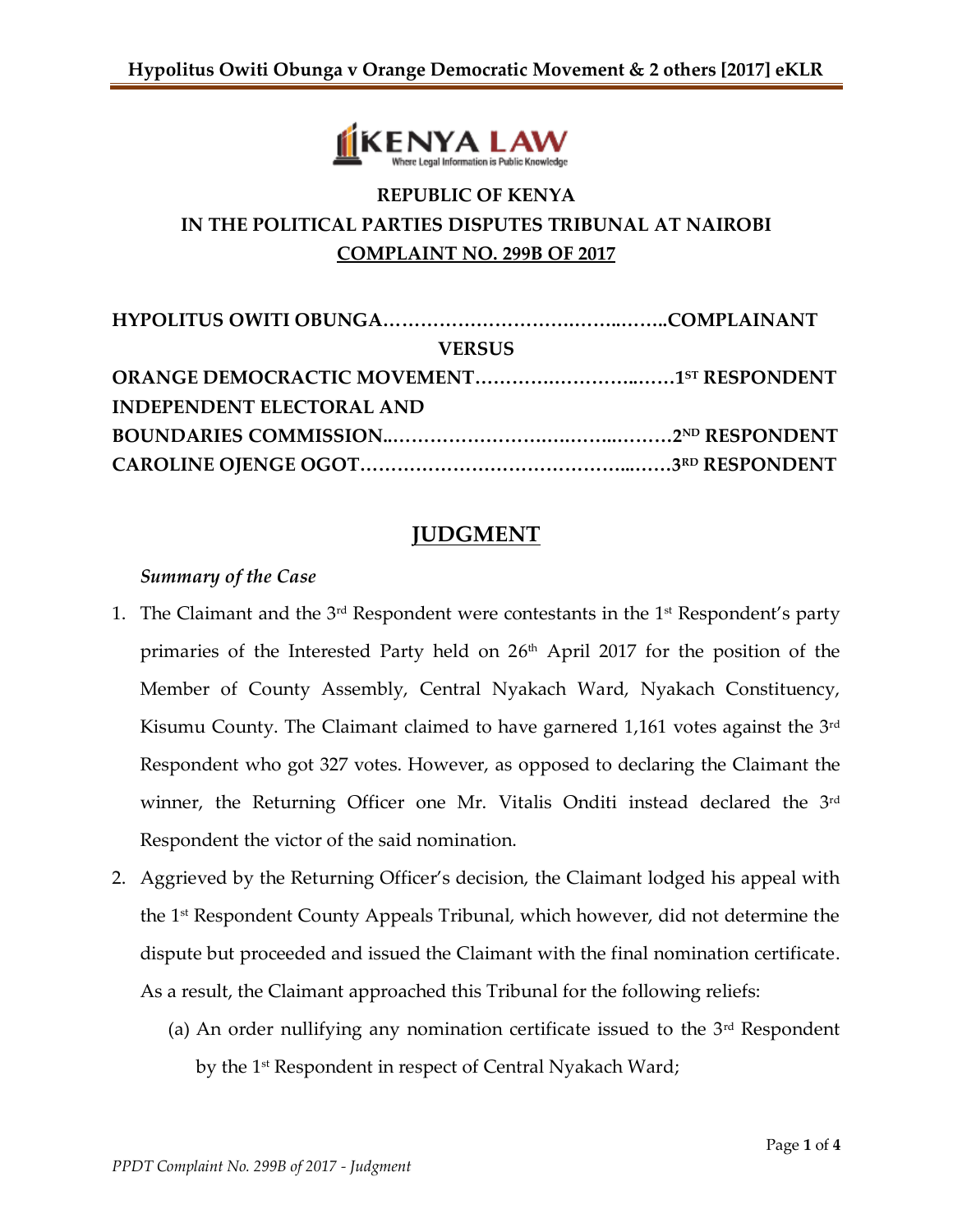**REPUBLIC OF KENYA**

**IN THE POLITICAL PARTIES DISPUTES TRIBUNAL AT NAIROBI**

**COMPLAINT NO. 299B OF 2017**

**HYPOLITUS OWITI OBUNGA……………………………….……..COMPLAINANT**

**VERSUS**

**ORANGE DEMOCRACTIC MOVEMENT…………..…………..……1ST RESPONDENT**

**INDEPENDENT ELECTORAL AND**

**BOUNDARIES COMMISSION..………………………….……..………2ND RESPONDENT**

**CAROLINE OJENGE OGOT……………………………………...……3RD RESPONDENT**

## JUDGMENT

*Summary of the Case*

1. The Claimant and the 3rd Respondent were contestants in the 1st Respondent's party primaries of the Interested Party held on 26th April 2017 for the position of the Member of County Assembly, Central Nyakach Ward, Nyakach Constituency, Kisumu County. The Claimant claimed to have garnered 1,161 votes against the 3rd Respondent who got 327 votes. However, as opposed to declaring the Claimant the winner, the Returning Officer one Mr. Vitalis Onditi instead declared the 3rd Respondent the victor of the said nomination.

2. Aggrieved by the Returning Officer's decision, the Claimant lodged his appeal with the 1st Respondent County Appeals Tribunal, which however, did not determine the dispute but proceeded and issued the Claimant with the final nomination certificate. As a result, the Claimant approached this Tribunal for the following reliefs:

   (a) An order nullifying any nomination certificate issued to the 3rd Respondent by the 1st Respondent in respect of Central Nyakach Ward;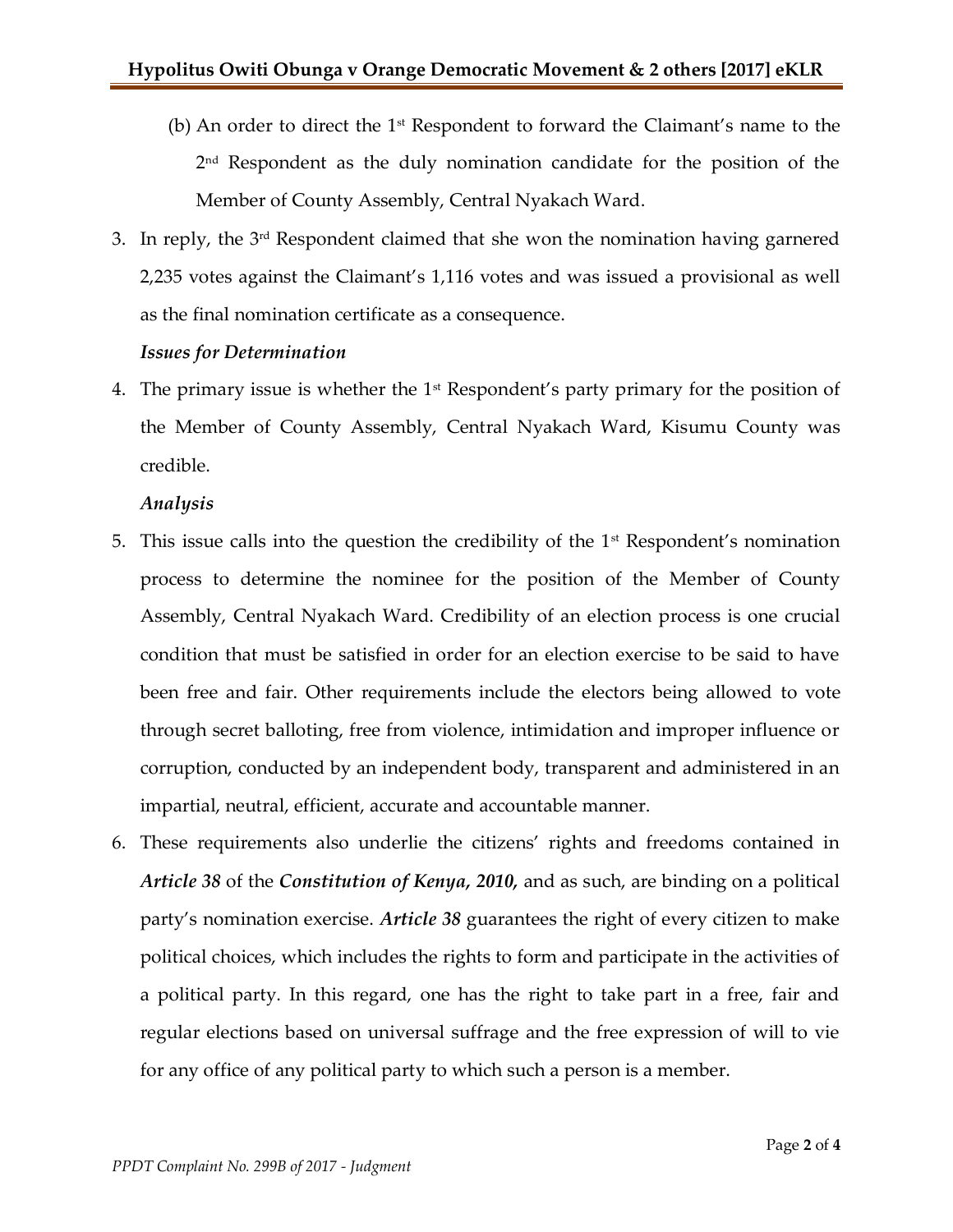(b) An order to direct the 1st Respondent to forward the Claimant's name to the 2nd Respondent as the duly nomination candidate for the position of the Member of County Assembly, Central Nyakach Ward.

3. In reply, the 3rd Respondent claimed that she won the nomination having garnered 2,235 votes against the Claimant's 1,116 votes and was issued a provisional as well as the final nomination certificate as a consequence.

***Issues for Determination***

4. The primary issue is whether the 1st Respondent's party primary for the position of the Member of County Assembly, Central Nyakach Ward, Kisumu County was credible.

***Analysis***

5. This issue calls into the question the credibility of the 1st Respondent's nomination process to determine the nominee for the position of the Member of County Assembly, Central Nyakach Ward. Credibility of an election process is one crucial condition that must be satisfied in order for an election exercise to be said to have been free and fair. Other requirements include the electors being allowed to vote through secret balloting, free from violence, intimidation and improper influence or corruption, conducted by an independent body, transparent and administered in an impartial, neutral, efficient, accurate and accountable manner.

6. These requirements also underlie the citizens' rights and freedoms contained in ***Article 38*** of the ***Constitution of Kenya, 2010,*** and as such, are binding on a political party's nomination exercise. ***Article 38*** guarantees the right of every citizen to make political choices, which includes the rights to form and participate in the activities of a political party. In this regard, one has the right to take part in a free, fair and regular elections based on universal suffrage and the free expression of will to vie for any office of any political party to which such a person is a member.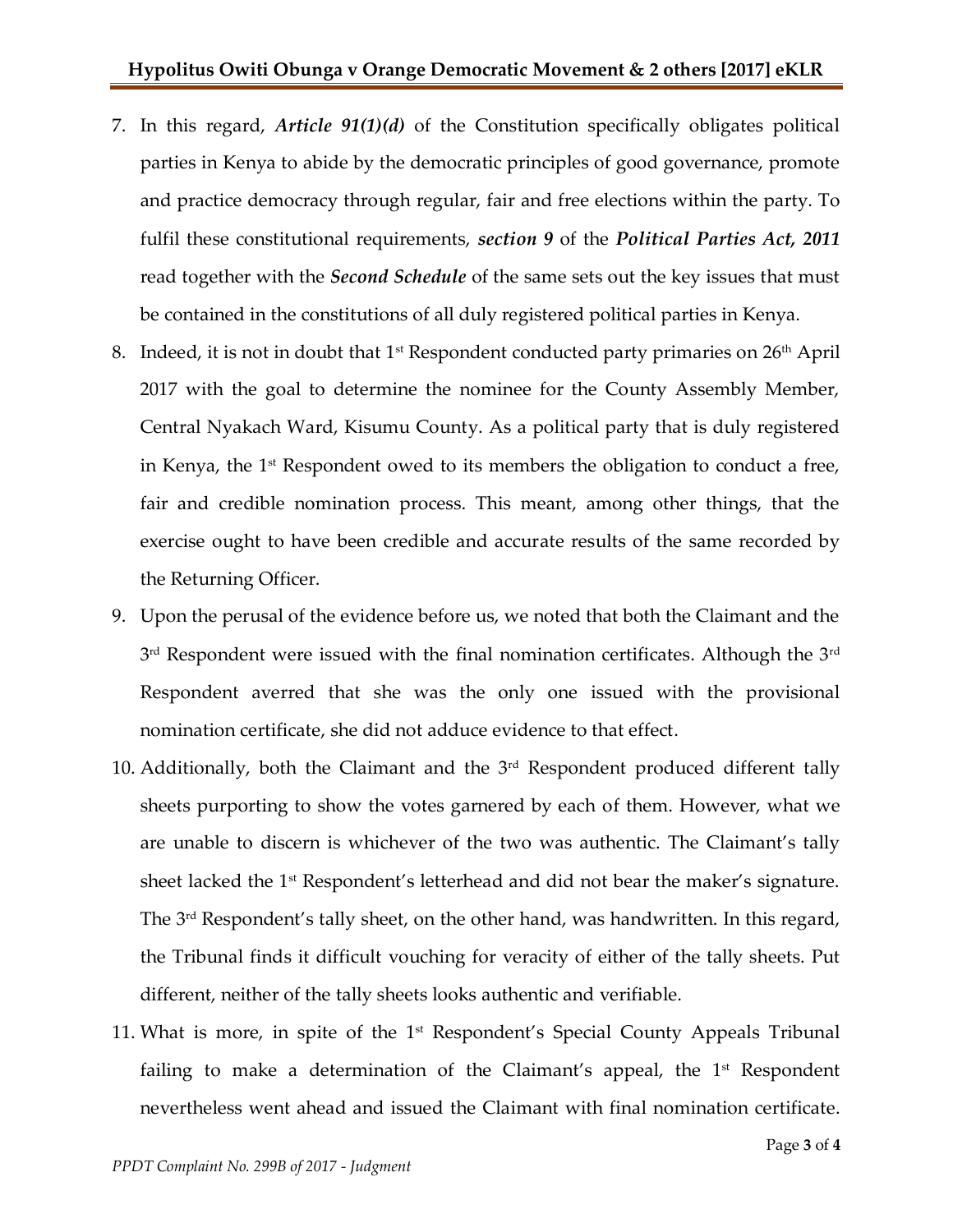7. In this regard, ***Article 91(1)(d)*** of the Constitution specifically obligates political parties in Kenya to abide by the democratic principles of good governance, promote and practice democracy through regular, fair and free elections within the party. To fulfil these constitutional requirements, ***section 9*** of the ***Political Parties Act, 2011*** read together with the ***Second Schedule*** of the same sets out the key issues that must be contained in the constitutions of all duly registered political parties in Kenya.
8. Indeed, it is not in doubt that 1st Respondent conducted party primaries on 26th April 2017 with the goal to determine the nominee for the County Assembly Member, Central Nyakach Ward, Kisumu County. As a political party that is duly registered in Kenya, the 1st Respondent owed to its members the obligation to conduct a free, fair and credible nomination process. This meant, among other things, that the exercise ought to have been credible and accurate results of the same recorded by the Returning Officer.
9. Upon the perusal of the evidence before us, we noted that both the Claimant and the 3rd Respondent were issued with the final nomination certificates. Although the 3rd Respondent averred that she was the only one issued with the provisional nomination certificate, she did not adduce evidence to that effect.
10. Additionally, both the Claimant and the 3rd Respondent produced different tally sheets purporting to show the votes garnered by each of them. However, what we are unable to discern is whichever of the two was authentic. The Claimant's tally sheet lacked the 1st Respondent's letterhead and did not bear the maker's signature. The 3rd Respondent's tally sheet, on the other hand, was handwritten. In this regard, the Tribunal finds it difficult vouching for veracity of either of the tally sheets. Put different, neither of the tally sheets looks authentic and verifiable.
11. What is more, in spite of the 1st Respondent's Special County Appeals Tribunal failing to make a determination of the Claimant's appeal, the 1st Respondent nevertheless went ahead and issued the Claimant with final nomination certificate.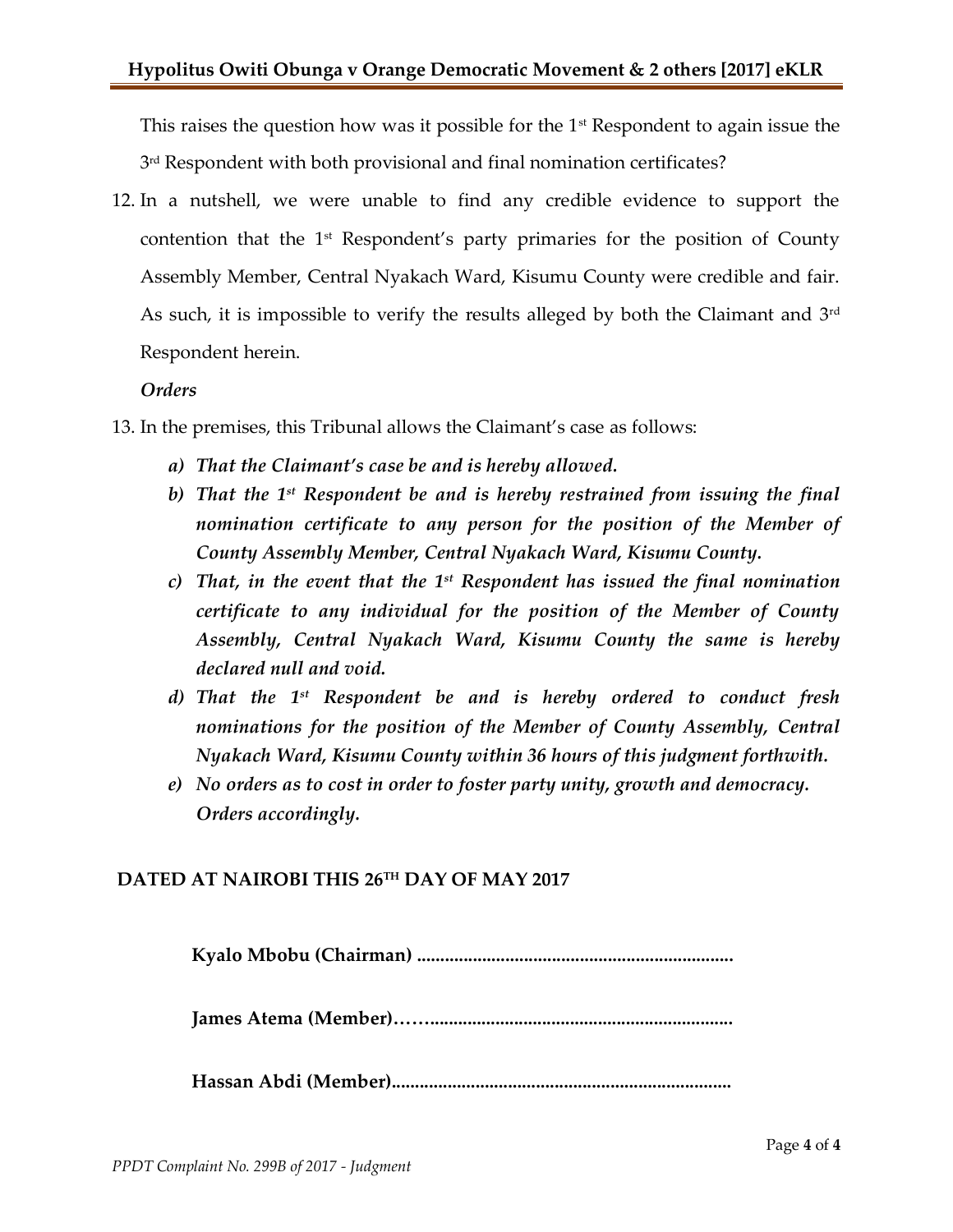This raises the question how was it possible for the 1st Respondent to again issue the 3rd Respondent with both provisional and final nomination certificates?

12. In a nutshell, we were unable to find any credible evidence to support the contention that the 1st Respondent's party primaries for the position of County Assembly Member, Central Nyakach Ward, Kisumu County were credible and fair. As such, it is impossible to verify the results alleged by both the Claimant and 3rd Respondent herein.

***Orders***

13. In the premises, this Tribunal allows the Claimant's case as follows:
    - ***a) That the Claimant's case be and is hereby allowed.***
    - ***b) That the 1st Respondent be and is hereby restrained from issuing the final nomination certificate to any person for the position of the Member of County Assembly Member, Central Nyakach Ward, Kisumu County.***
    - ***c) That, in the event that the 1st Respondent has issued the final nomination certificate to any individual for the position of the Member of County Assembly, Central Nyakach Ward, Kisumu County the same is hereby declared null and void.***
    - ***d) That the 1st Respondent be and is hereby ordered to conduct fresh nominations for the position of the Member of County Assembly, Central Nyakach Ward, Kisumu County within 36 hours of this judgment forthwith.***
    - ***e) No orders as to cost in order to foster party unity, growth and democracy. Orders accordingly.***

**DATED AT NAIROBI THIS 26TH DAY OF MAY 2017**

**Kyalo Mbobu (Chairman) ..................................................................**

**James Atema (Member)……................................................................**

**Hassan Abdi (Member).......................................................................**